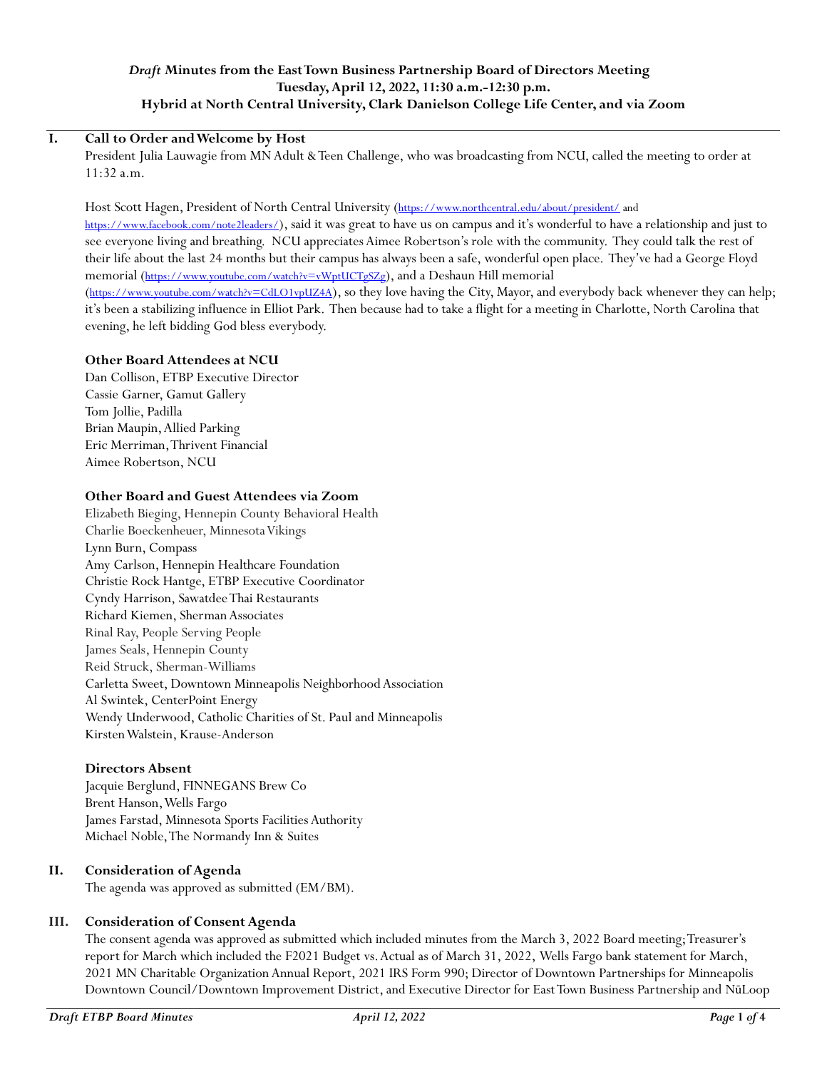***Draft* Minutes from the East Town Business Partnership Board of Directors Meeting**
**Tuesday, April 12, 2022, 11:30 a.m.-12:30 p.m.**
**Hybrid at North Central University, Clark Danielson College Life Center, and via Zoom**

## I. Call to Order and Welcome by Host

President Julia Lauwagie from MN Adult & Teen Challenge, who was broadcasting from NCU, called the meeting to order at 11:32 a.m.

Host Scott Hagen, President of North Central University (https://www.northcentral.edu/about/president/ and https://www.facebook.com/note2leaders/), said it was great to have us on campus and it's wonderful to have a relationship and just to see everyone living and breathing. NCU appreciates Aimee Robertson's role with the community. They could talk the rest of their life about the last 24 months but their campus has always been a safe, wonderful open place. They've had a George Floyd memorial (https://www.youtube.com/watch?v=vWptUCTgSZg), and a Deshaun Hill memorial (https://www.youtube.com/watch?v=CdLO1vpUZ4A), so they love having the City, Mayor, and everybody back whenever they can help; it's been a stabilizing influence in Elliot Park. Then because had to take a flight for a meeting in Charlotte, North Carolina that evening, he left bidding God bless everybody.

### Other Board Attendees at NCU

Dan Collison, ETBP Executive Director
Cassie Garner, Gamut Gallery
Tom Jollie, Padilla
Brian Maupin, Allied Parking
Eric Merriman, Thrivent Financial
Aimee Robertson, NCU

### Other Board and Guest Attendees via Zoom

Elizabeth Bieging, Hennepin County Behavioral Health
Charlie Boeckenheuer, Minnesota Vikings
Lynn Burn, Compass
Amy Carlson, Hennepin Healthcare Foundation
Christie Rock Hantge, ETBP Executive Coordinator
Cyndy Harrison, Sawatdee Thai Restaurants
Richard Kiemen, Sherman Associates
Rinal Ray, People Serving People
James Seals, Hennepin County
Reid Struck, Sherman-Williams
Carletta Sweet, Downtown Minneapolis Neighborhood Association
Al Swintek, CenterPoint Energy
Wendy Underwood, Catholic Charities of St. Paul and Minneapolis
Kirsten Walstein, Krause-Anderson

### Directors Absent

Jacquie Berglund, FINNEGANS Brew Co
Brent Hanson, Wells Fargo
James Farstad, Minnesota Sports Facilities Authority
Michael Noble, The Normandy Inn & Suites

## II. Consideration of Agenda

The agenda was approved as submitted (EM/BM).

## III. Consideration of Consent Agenda

The consent agenda was approved as submitted which included minutes from the March 3, 2022 Board meeting; Treasurer's report for March which included the F2021 Budget vs. Actual as of March 31, 2022, Wells Fargo bank statement for March, 2021 MN Charitable Organization Annual Report, 2021 IRS Form 990; Director of Downtown Partnerships for Minneapolis Downtown Council/Downtown Improvement District, and Executive Director for East Town Business Partnership and NūLoop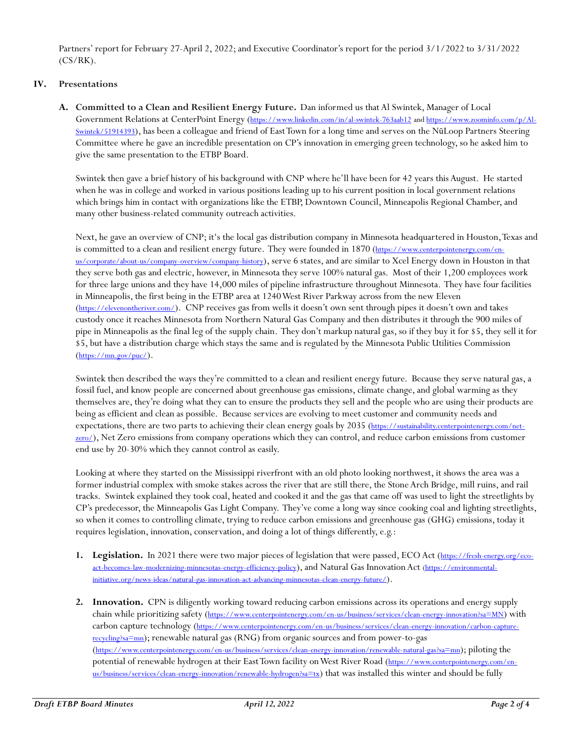Partners' report for February 27-April 2, 2022; and Executive Coordinator's report for the period 3/1/2022 to 3/31/2022 (CS/RK).

## IV. Presentations

**A. Committed to a Clean and Resilient Energy Future.** Dan informed us that Al Swintek, Manager of Local Government Relations at CenterPoint Energy (https://www.linkedin.com/in/al-swintek-763aab12 and https://www.zoominfo.com/p/Al-Swintek/51914393), has been a colleague and friend of East Town for a long time and serves on the NūLoop Partners Steering Committee where he gave an incredible presentation on CP's innovation in emerging green technology, so he asked him to give the same presentation to the ETBP Board.

Swintek then gave a brief history of his background with CNP where he'll have been for 42 years this August. He started when he was in college and worked in various positions leading up to his current position in local government relations which brings him in contact with organizations like the ETBP, Downtown Council, Minneapolis Regional Chamber, and many other business-related community outreach activities.

Next, he gave an overview of CNP; it's the local gas distribution company in Minnesota headquartered in Houston, Texas and is committed to a clean and resilient energy future. They were founded in 1870 (https://www.centerpointenergy.com/en-us/corporate/about-us/company-overview/company-history), serve 6 states, and are similar to Xcel Energy down in Houston in that they serve both gas and electric, however, in Minnesota they serve 100% natural gas. Most of their 1,200 employees work for three large unions and they have 14,000 miles of pipeline infrastructure throughout Minnesota. They have four facilities in Minneapolis, the first being in the ETBP area at 1240 West River Parkway across from the new Eleven (https://elevenontheriver.com/). CNP receives gas from wells it doesn't own sent through pipes it doesn't own and takes custody once it reaches Minnesota from Northern Natural Gas Company and then distributes it through the 900 miles of pipe in Minneapolis as the final leg of the supply chain. They don't markup natural gas, so if they buy it for $5, they sell it for $5, but have a distribution charge which stays the same and is regulated by the Minnesota Public Utilities Commission (https://mn.gov/puc/).

Swintek then described the ways they're committed to a clean and resilient energy future. Because they serve natural gas, a fossil fuel, and know people are concerned about greenhouse gas emissions, climate change, and global warming as they themselves are, they're doing what they can to ensure the products they sell and the people who are using their products are being as efficient and clean as possible. Because services are evolving to meet customer and community needs and expectations, there are two parts to achieving their clean energy goals by 2035 (https://sustainability.centerpointenergy.com/net-zero/), Net Zero emissions from company operations which they can control, and reduce carbon emissions from customer end use by 20-30% which they cannot control as easily.

Looking at where they started on the Mississippi riverfront with an old photo looking northwest, it shows the area was a former industrial complex with smoke stakes across the river that are still there, the Stone Arch Bridge, mill ruins, and rail tracks. Swintek explained they took coal, heated and cooked it and the gas that came off was used to light the streetlights by CP's predecessor, the Minneapolis Gas Light Company. They've come a long way since cooking coal and lighting streetlights, so when it comes to controlling climate, trying to reduce carbon emissions and greenhouse gas (GHG) emissions, today it requires legislation, innovation, conservation, and doing a lot of things differently, e.g.:

1. **Legislation.** In 2021 there were two major pieces of legislation that were passed, ECO Act (https://fresh-energy.org/eco-act-becomes-law-modernizing-minnesotas-energy-efficiency-policy), and Natural Gas Innovation Act (https://environmental-initiative.org/news-ideas/natural-gas-innovation-act-advancing-minnesotas-clean-energy-future/).

2. **Innovation.** CPN is diligently working toward reducing carbon emissions across its operations and energy supply chain while prioritizing safety (https://www.centerpointenergy.com/en-us/business/services/clean-energy-innovation?sa=MN) with carbon capture technology (https://www.centerpointenergy.com/en-us/business/services/clean-energy-innovation/carbon-capture-recycling?sa=mn); renewable natural gas (RNG) from organic sources and from power-to-gas (https://www.centerpointenergy.com/en-us/business/services/clean-energy-innovation/renewable-natural-gas?sa=mn); piloting the potential of renewable hydrogen at their East Town facility on West River Road (https://www.centerpointenergy.com/en-us/business/services/clean-energy-innovation/renewable-hydrogen?sa=tx) that was installed this winter and should be fully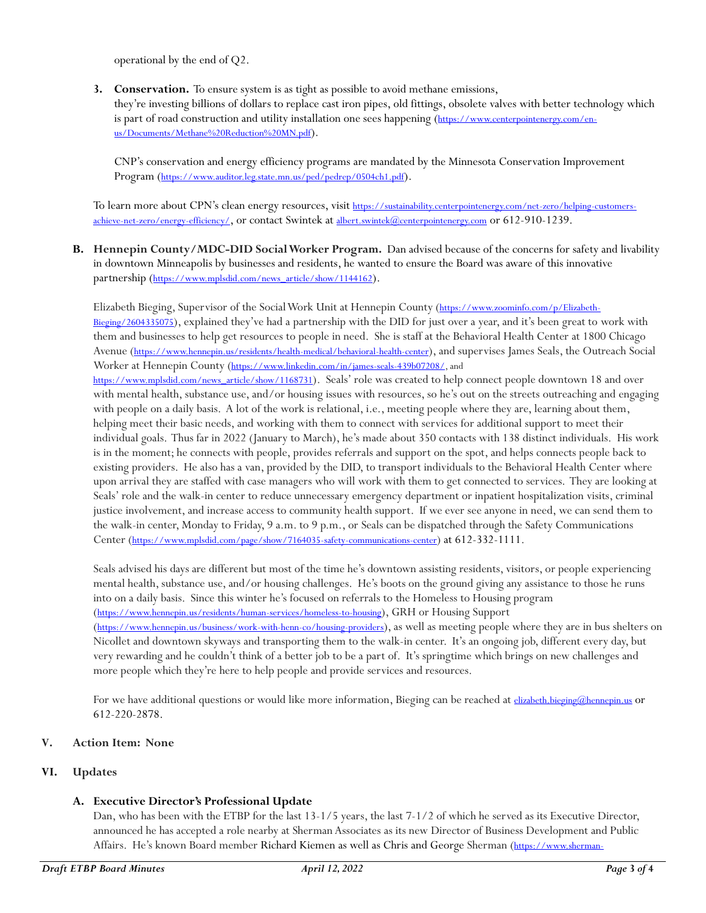operational by the end of Q2.

3. **Conservation.** To ensure system is as tight as possible to avoid methane emissions, they're investing billions of dollars to replace cast iron pipes, old fittings, obsolete valves with better technology which is part of road construction and utility installation one sees happening (https://www.centerpointenergy.com/en-us/Documents/Methane%20Reduction%20MN.pdf).

   CNP's conservation and energy efficiency programs are mandated by the Minnesota Conservation Improvement Program (https://www.auditor.leg.state.mn.us/ped/pedrep/0504ch1.pdf).

To learn more about CPN's clean energy resources, visit https://sustainability.centerpointenergy.com/net-zero/helping-customers-achieve-net-zero/energy-efficiency/, or contact Swintek at albert.swintek@centerpointenergy.com or 612-910-1239.

**B. Hennepin County/MDC-DID Social Worker Program.** Dan advised because of the concerns for safety and livability in downtown Minneapolis by businesses and residents, he wanted to ensure the Board was aware of this innovative partnership (https://www.mplsdid.com/news_article/show/1144162).

Elizabeth Bieging, Supervisor of the Social Work Unit at Hennepin County (https://www.zoominfo.com/p/Elizabeth-Bieging/2604335075), explained they've had a partnership with the DID for just over a year, and it's been great to work with them and businesses to help get resources to people in need. She is staff at the Behavioral Health Center at 1800 Chicago Avenue (https://www.hennepin.us/residents/health-medical/behavioral-health-center), and supervises James Seals, the Outreach Social Worker at Hennepin County (https://www.linkedin.com/in/james-seals-439b07208/, and https://www.mplsdid.com/news_article/show/1168731). Seals' role was created to help connect people downtown 18 and over with mental health, substance use, and/or housing issues with resources, so he's out on the streets outreaching and engaging with people on a daily basis. A lot of the work is relational, i.e., meeting people where they are, learning about them, helping meet their basic needs, and working with them to connect with services for additional support to meet their individual goals. Thus far in 2022 (January to March), he's made about 350 contacts with 138 distinct individuals. His work is in the moment; he connects with people, provides referrals and support on the spot, and helps connects people back to existing providers. He also has a van, provided by the DID, to transport individuals to the Behavioral Health Center where upon arrival they are staffed with case managers who will work with them to get connected to services. They are looking at Seals' role and the walk-in center to reduce unnecessary emergency department or inpatient hospitalization visits, criminal justice involvement, and increase access to community health support. If we ever see anyone in need, we can send them to the walk-in center, Monday to Friday, 9 a.m. to 9 p.m., or Seals can be dispatched through the Safety Communications Center (https://www.mplsdid.com/page/show/7164035-safety-communications-center) at 612-332-1111.

Seals advised his days are different but most of the time he's downtown assisting residents, visitors, or people experiencing mental health, substance use, and/or housing challenges. He's boots on the ground giving any assistance to those he runs into on a daily basis. Since this winter he's focused on referrals to the Homeless to Housing program (https://www.hennepin.us/residents/human-services/homeless-to-housing), GRH or Housing Support (https://www.hennepin.us/business/work-with-henn-co/housing-providers), as well as meeting people where they are in bus shelters on Nicollet and downtown skyways and transporting them to the walk-in center. It's an ongoing job, different every day, but very rewarding and he couldn't think of a better job to be a part of. It's springtime which brings on new challenges and more people which they're here to help people and provide services and resources.

For we have additional questions or would like more information, Bieging can be reached at elizabeth.bieging@hennepin.us or 612-220-2878.

## V. Action Item: None

## VI. Updates

### A. Executive Director's Professional Update

Dan, who has been with the ETBP for the last 13-1/5 years, the last 7-1/2 of which he served as its Executive Director, announced he has accepted a role nearby at Sherman Associates as its new Director of Business Development and Public Affairs. He's known Board member Richard Kiemen as well as Chris and George Sherman (https://www.sherman-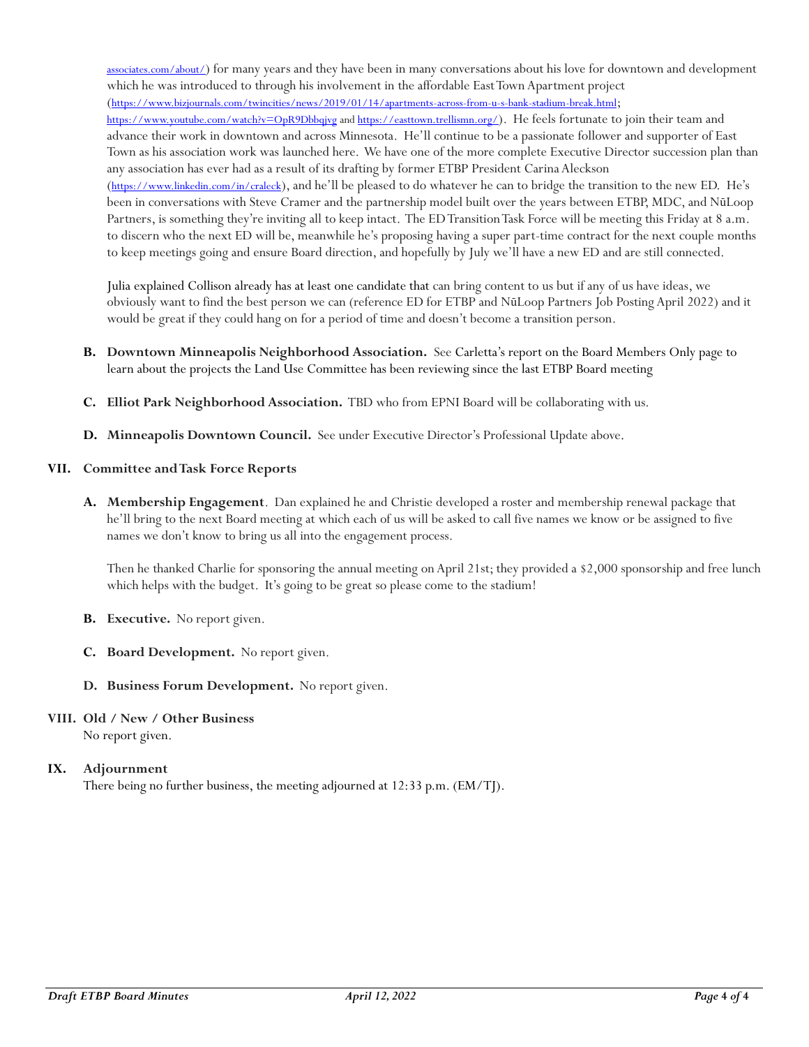associates.com/about/) for many years and they have been in many conversations about his love for downtown and development which he was introduced to through his involvement in the affordable East Town Apartment project (https://www.bizjournals.com/twincities/news/2019/01/14/apartments-across-from-u-s-bank-stadium-break.html; https://www.youtube.com/watch?v=OpR9Dbbqjvg and https://easttown.trellismn.org/). He feels fortunate to join their team and advance their work in downtown and across Minnesota. He'll continue to be a passionate follower and supporter of East Town as his association work was launched here. We have one of the more complete Executive Director succession plan than any association has ever had as a result of its drafting by former ETBP President Carina Aleckson (https://www.linkedin.com/in/craleck), and he'll be pleased to do whatever he can to bridge the transition to the new ED. He's been in conversations with Steve Cramer and the partnership model built over the years between ETBP, MDC, and NūLoop Partners, is something they're inviting all to keep intact. The ED Transition Task Force will be meeting this Friday at 8 a.m. to discern who the next ED will be, meanwhile he's proposing having a super part-time contract for the next couple months to keep meetings going and ensure Board direction, and hopefully by July we'll have a new ED and are still connected.

Julia explained Collison already has at least one candidate that can bring content to us but if any of us have ideas, we obviously want to find the best person we can (reference ED for ETBP and NūLoop Partners Job Posting April 2022) and it would be great if they could hang on for a period of time and doesn't become a transition person.

**B. Downtown Minneapolis Neighborhood Association.** See Carletta's report on the Board Members Only page to learn about the projects the Land Use Committee has been reviewing since the last ETBP Board meeting

**C. Elliot Park Neighborhood Association.** TBD who from EPNI Board will be collaborating with us.

**D. Minneapolis Downtown Council.** See under Executive Director's Professional Update above.

## VII. Committee and Task Force Reports

**A. Membership Engagement**. Dan explained he and Christie developed a roster and membership renewal package that he'll bring to the next Board meeting at which each of us will be asked to call five names we know or be assigned to five names we don't know to bring us all into the engagement process.

Then he thanked Charlie for sponsoring the annual meeting on April 21st; they provided a $2,000 sponsorship and free lunch which helps with the budget. It's going to be great so please come to the stadium!

**B. Executive.** No report given.

**C. Board Development.** No report given.

**D. Business Forum Development.** No report given.

## VIII. Old / New / Other Business

No report given.

## IX. Adjournment

There being no further business, the meeting adjourned at 12:33 p.m. (EM/TJ).